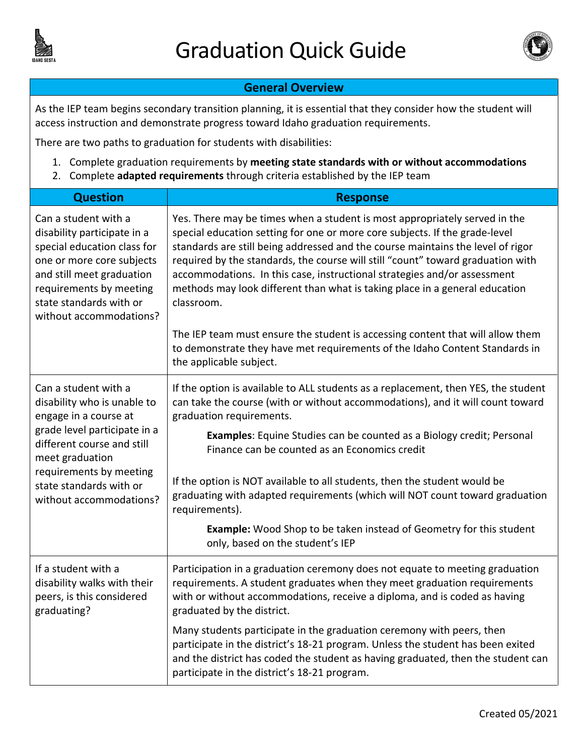# Graduation Quick Guide

## General Overview

As the IEP team begins secondary transition planning, it is essential that they consider how the student will access instruction and demonstrate progress toward Idaho graduation requirements.

There are two paths to graduation for students with disabilities:

1. Complete graduation requirements by **meeting state standards with or without accommodations**
2. Complete **adapted requirements** through criteria established by the IEP team

| Question | Response |
|---|---|
| Can a student with a disability participate in a special education class for one or more core subjects and still meet graduation requirements by meeting state standards with or without accommodations? | Yes. There may be times when a student is most appropriately served in the special education setting for one or more core subjects. If the grade-level standards are still being addressed and the course maintains the level of rigor required by the standards, the course will still "count" toward graduation with accommodations. In this case, instructional strategies and/or assessment methods may look different than what is taking place in a general education classroom. <br><br> The IEP team must ensure the student is accessing content that will allow them to demonstrate they have met requirements of the Idaho Content Standards in the applicable subject. |
| Can a student with a disability who is unable to engage in a course at grade level participate in a different course and still meet graduation requirements by meeting state standards with or without accommodations? | If the option is available to ALL students as a replacement, then YES, the student can take the course (with or without accommodations), and it will count toward graduation requirements. <br><br> **Examples**: Equine Studies can be counted as a Biology credit; Personal Finance can be counted as an Economics credit <br><br> If the option is NOT available to all students, then the student would be graduating with adapted requirements (which will NOT count toward graduation requirements). <br><br> **Example:** Wood Shop to be taken instead of Geometry for this student only, based on the student's IEP |
| If a student with a disability walks with their peers, is this considered graduating? | Participation in a graduation ceremony does not equate to meeting graduation requirements. A student graduates when they meet graduation requirements with or without accommodations, receive a diploma, and is coded as having graduated by the district. <br><br> Many students participate in the graduation ceremony with peers, then participate in the district's 18-21 program. Unless the student has been exited and the district has coded the student as having graduated, then the student can participate in the district's 18-21 program. |

Created 05/2021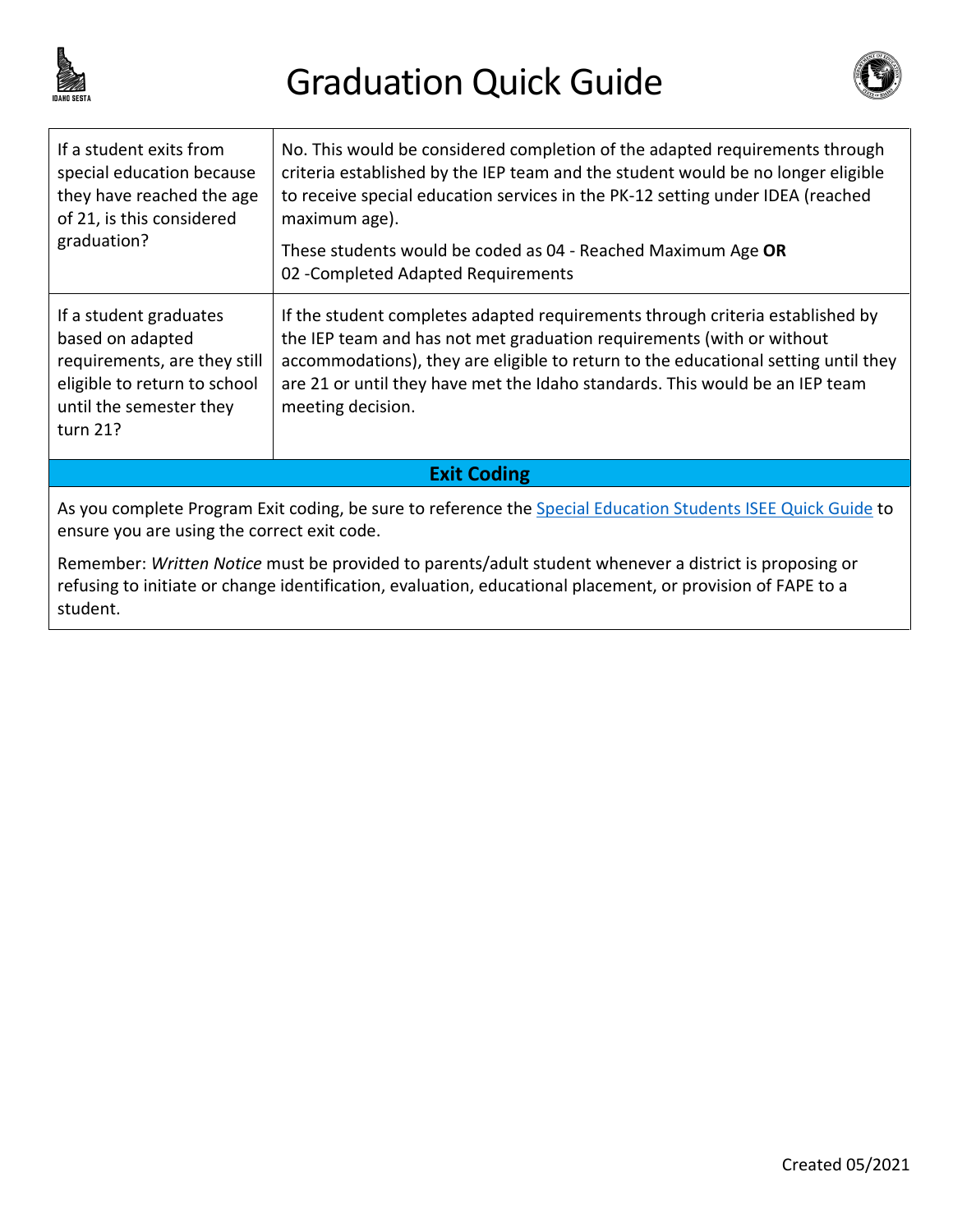# Graduation Quick Guide

| | |
|---|---|
| If a student exits from special education because they have reached the age of 21, is this considered graduation? | No. This would be considered completion of the adapted requirements through criteria established by the IEP team and the student would be no longer eligible to receive special education services in the PK-12 setting under IDEA (reached maximum age).<br><br>These students would be coded as 04 - Reached Maximum Age **OR** 02 -Completed Adapted Requirements |
| If a student graduates based on adapted requirements, are they still eligible to return to school until the semester they turn 21? | If the student completes adapted requirements through criteria established by the IEP team and has not met graduation requirements (with or without accommodations), they are eligible to return to the educational setting until they are 21 or until they have met the Idaho standards. This would be an IEP team meeting decision. |

## Exit Coding

As you complete Program Exit coding, be sure to reference the Special Education Students ISEE Quick Guide to ensure you are using the correct exit code.

Remember: *Written Notice* must be provided to parents/adult student whenever a district is proposing or refusing to initiate or change identification, evaluation, educational placement, or provision of FAPE to a student.

Created 05/2021